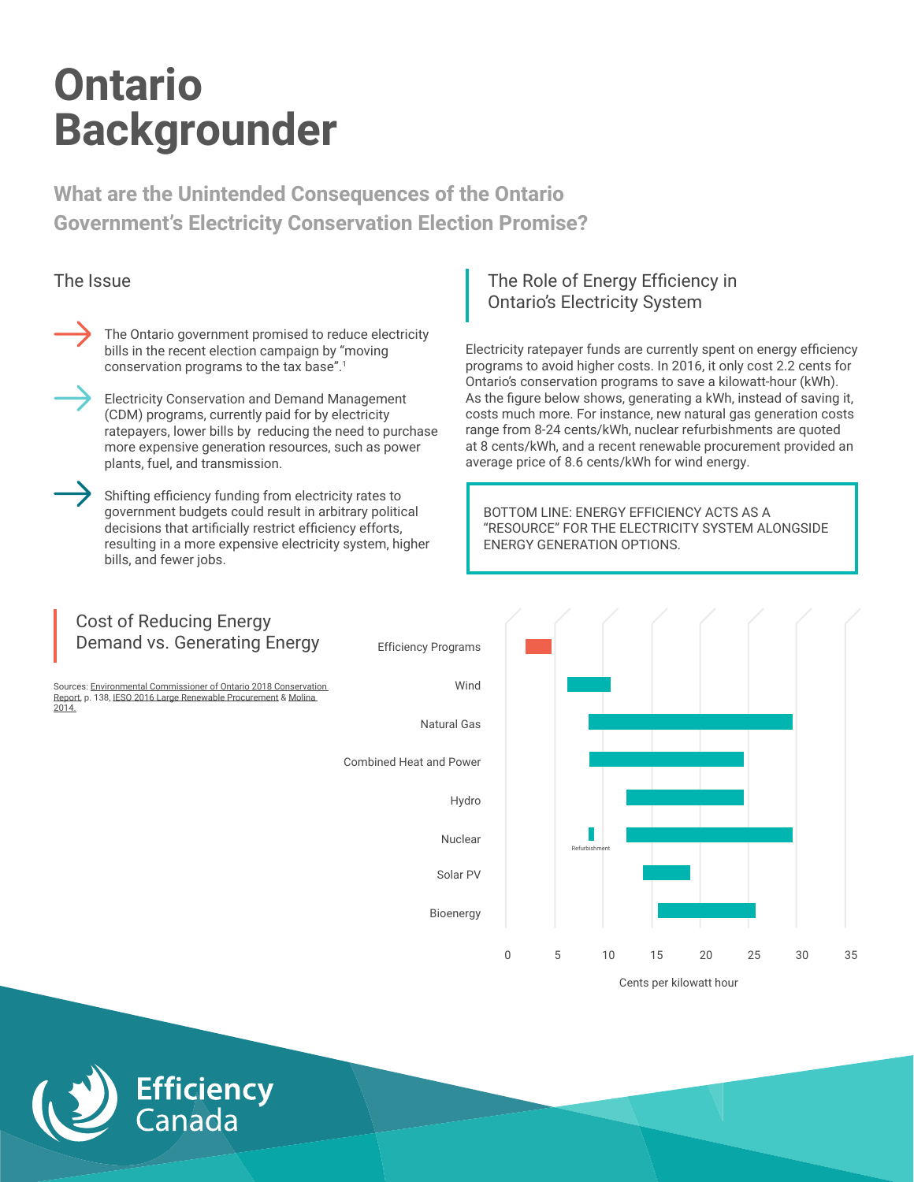# Ontario Backgrounder

## What are the Unintended Consequences of the Ontario Government's Electricity Conservation Election Promise?

### The Issue

- The Ontario government promised to reduce electricity bills in the recent election campaign by "moving conservation programs to the tax base".[1]
- Electricity Conservation and Demand Management (CDM) programs, currently paid for by electricity ratepayers, lower bills by reducing the need to purchase more expensive generation resources, such as power plants, fuel, and transmission.
- Shifting efficiency funding from electricity rates to government budgets could result in arbitrary political decisions that artificially restrict efficiency efforts, resulting in a more expensive electricity system, higher bills, and fewer jobs.

### The Role of Energy Efficiency in Ontario's Electricity System

Electricity ratepayer funds are currently spent on energy efficiency programs to avoid higher costs. In 2016, it only cost 2.2 cents for Ontario's conservation programs to save a kilowatt-hour (kWh). As the figure below shows, generating a kWh, instead of saving it, costs much more. For instance, new natural gas generation costs range from 8-24 cents/kWh, nuclear refurbishments are quoted at 8 cents/kWh, and a recent renewable procurement provided an average price of 8.6 cents/kWh for wind energy.

BOTTOM LINE: ENERGY EFFICIENCY ACTS AS A "RESOURCE" FOR THE ELECTRICITY SYSTEM ALONGSIDE ENERGY GENERATION OPTIONS.

### Cost of Reducing Energy Demand vs. Generating Energy

Sources: Environmental Commissioner of Ontario 2018 Conservation Report, p. 138, IESO 2016 Large Renewable Procurement & Molina 2014.

Categories: Efficiency Programs, Wind, Natural Gas, Combined Heat and Power, Hydro, Nuclear (Refurbishment), Solar PV, Bioenergy

Axis: 0, 5, 10, 15, 20, 25, 30, 35 — Cents per kilowatt hour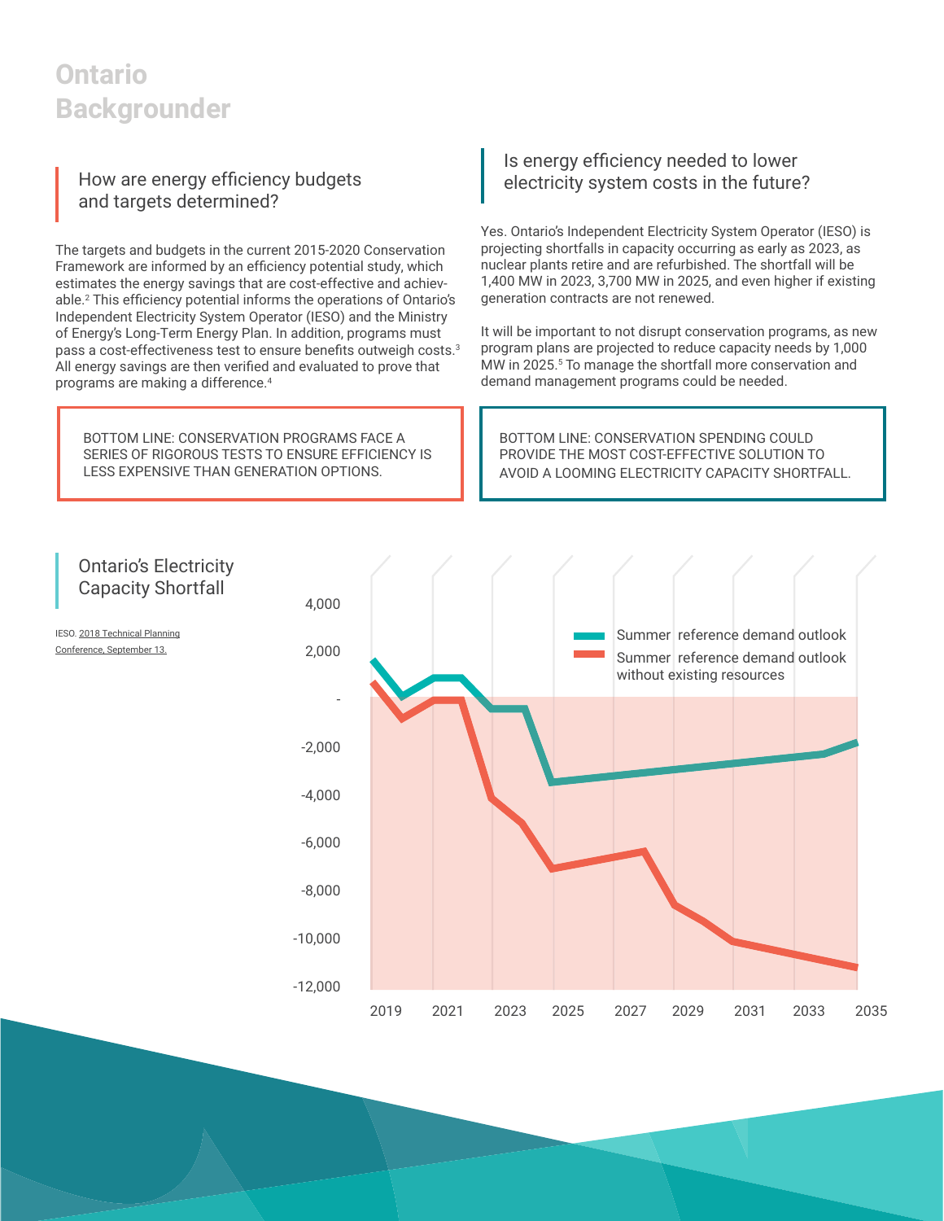# Ontario Backgrounder

## How are energy efficiency budgets and targets determined?

The targets and budgets in the current 2015-2020 Conservation Framework are informed by an efficiency potential study, which estimates the energy savings that are cost-effective and achievable.[2] This efficiency potential informs the operations of Ontario's Independent Electricity System Operator (IESO) and the Ministry of Energy's Long-Term Energy Plan. In addition, programs must pass a cost-effectiveness test to ensure benefits outweigh costs.[3] All energy savings are then verified and evaluated to prove that programs are making a difference.[4]

BOTTOM LINE: CONSERVATION PROGRAMS FACE A SERIES OF RIGOROUS TESTS TO ENSURE EFFICIENCY IS LESS EXPENSIVE THAN GENERATION OPTIONS.

## Is energy efficiency needed to lower electricity system costs in the future?

Yes. Ontario's Independent Electricity System Operator (IESO) is projecting shortfalls in capacity occurring as early as 2023, as nuclear plants retire and are refurbished. The shortfall will be 1,400 MW in 2023, 3,700 MW in 2025, and even higher if existing generation contracts are not renewed.

It will be important to not disrupt conservation programs, as new program plans are projected to reduce capacity needs by 1,000 MW in 2025.[5] To manage the shortfall more conservation and demand management programs could be needed.

BOTTOM LINE: CONSERVATION SPENDING COULD PROVIDE THE MOST COST-EFFECTIVE SOLUTION TO AVOID A LOOMING ELECTRICITY CAPACITY SHORTFALL.

## Ontario's Electricity Capacity Shortfall

IESO. 2018 Technical Planning Conference, September 13.

Legend: Summer reference demand outlook; Summer reference demand outlook without existing resources

Y-axis: 4,000; 2,000; -; -2,000; -4,000; -6,000; -8,000; -10,000; -12,000

X-axis: 2019; 2021; 2023; 2025; 2027; 2029; 2031; 2033; 2035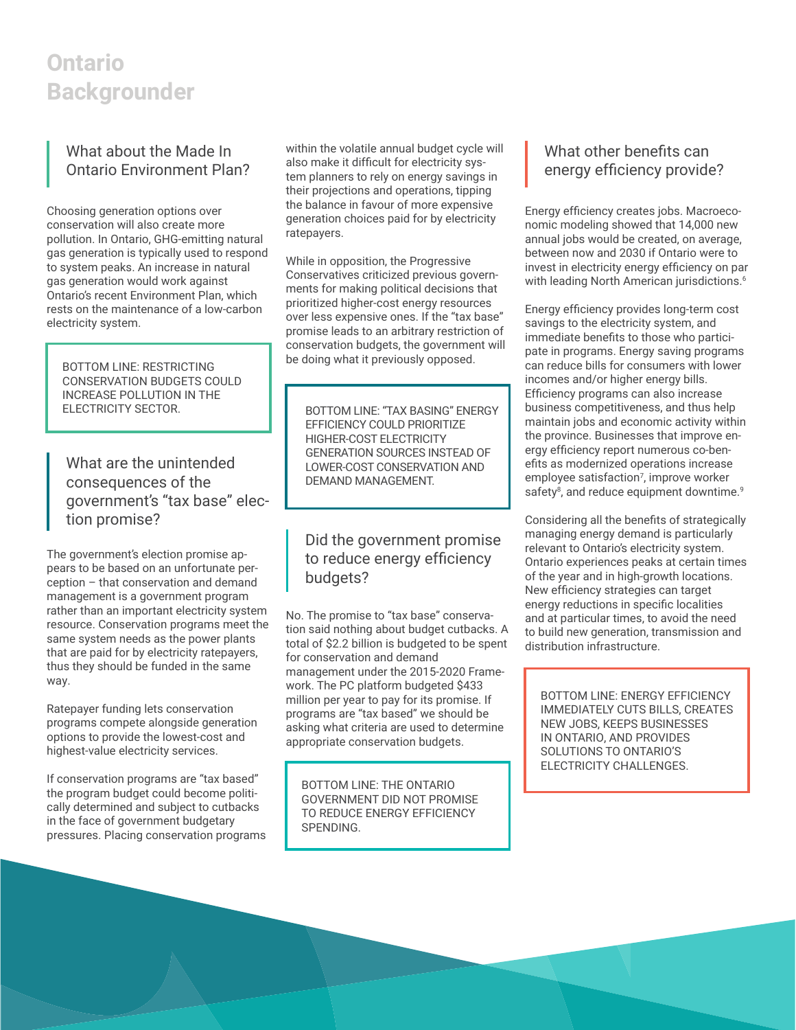# Ontario Backgrounder

## What about the Made In Ontario Environment Plan?

Choosing generation options over conservation will also create more pollution. In Ontario, GHG-emitting natural gas generation is typically used to respond to system peaks. An increase in natural gas generation would work against Ontario's recent Environment Plan, which rests on the maintenance of a low-carbon electricity system.

BOTTOM LINE: RESTRICTING CONSERVATION BUDGETS COULD INCREASE POLLUTION IN THE ELECTRICITY SECTOR.

## What are the unintended consequences of the government's "tax base" election promise?

The government's election promise appears to be based on an unfortunate perception – that conservation and demand management is a government program rather than an important electricity system resource. Conservation programs meet the same system needs as the power plants that are paid for by electricity ratepayers, thus they should be funded in the same way.

Ratepayer funding lets conservation programs compete alongside generation options to provide the lowest-cost and highest-value electricity services.

If conservation programs are "tax based" the program budget could become politically determined and subject to cutbacks in the face of government budgetary pressures. Placing conservation programs within the volatile annual budget cycle will also make it difficult for electricity system planners to rely on energy savings in their projections and operations, tipping the balance in favour of more expensive generation choices paid for by electricity ratepayers.

While in opposition, the Progressive Conservatives criticized previous governments for making political decisions that prioritized higher-cost energy resources over less expensive ones. If the "tax base" promise leads to an arbitrary restriction of conservation budgets, the government will be doing what it previously opposed.

BOTTOM LINE: "TAX BASING" ENERGY EFFICIENCY COULD PRIORITIZE HIGHER-COST ELECTRICITY GENERATION SOURCES INSTEAD OF LOWER-COST CONSERVATION AND DEMAND MANAGEMENT.

## Did the government promise to reduce energy efficiency budgets?

No. The promise to "tax base" conservation said nothing about budget cutbacks. A total of $2.2 billion is budgeted to be spent for conservation and demand management under the 2015-2020 Framework. The PC platform budgeted $433 million per year to pay for its promise. If programs are "tax based" we should be asking what criteria are used to determine appropriate conservation budgets.

BOTTOM LINE: THE ONTARIO GOVERNMENT DID NOT PROMISE TO REDUCE ENERGY EFFICIENCY SPENDING.

## What other benefits can energy efficiency provide?

Energy efficiency creates jobs. Macroeconomic modeling showed that 14,000 new annual jobs would be created, on average, between now and 2030 if Ontario were to invest in electricity energy efficiency on par with leading North American jurisdictions.[6]

Energy efficiency provides long-term cost savings to the electricity system, and immediate benefits to those who participate in programs. Energy saving programs can reduce bills for consumers with lower incomes and/or higher energy bills. Efficiency programs can also increase business competitiveness, and thus help maintain jobs and economic activity within the province. Businesses that improve energy efficiency report numerous co-benefits as modernized operations increase employee satisfaction[7], improve worker safety[8], and reduce equipment downtime.[9]

Considering all the benefits of strategically managing energy demand is particularly relevant to Ontario's electricity system. Ontario experiences peaks at certain times of the year and in high-growth locations. New efficiency strategies can target energy reductions in specific localities and at particular times, to avoid the need to build new generation, transmission and distribution infrastructure.

BOTTOM LINE: ENERGY EFFICIENCY IMMEDIATELY CUTS BILLS, CREATES NEW JOBS, KEEPS BUSINESSES IN ONTARIO, AND PROVIDES SOLUTIONS TO ONTARIO'S ELECTRICITY CHALLENGES.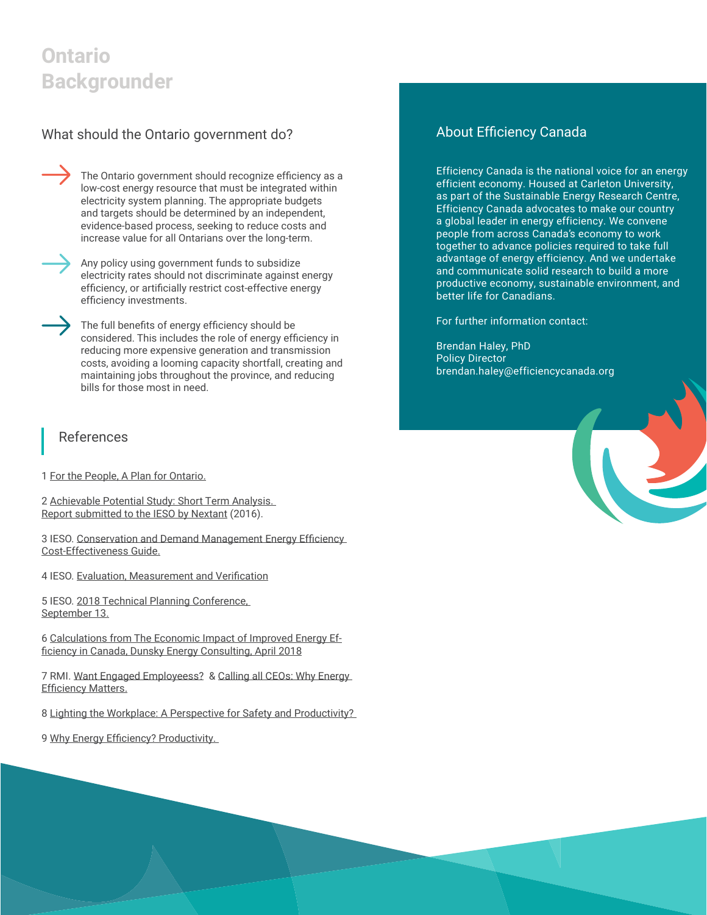# Ontario Backgrounder

## What should the Ontario government do?

- The Ontario government should recognize efficiency as a low-cost energy resource that must be integrated within electricity system planning. The appropriate budgets and targets should be determined by an independent, evidence-based process, seeking to reduce costs and increase value for all Ontarians over the long-term.
- Any policy using government funds to subsidize electricity rates should not discriminate against energy efficiency, or artificially restrict cost-effective energy efficiency investments.
- The full benefits of energy efficiency should be considered. This includes the role of energy efficiency in reducing more expensive generation and transmission costs, avoiding a looming capacity shortfall, creating and maintaining jobs throughout the province, and reducing bills for those most in need.

## References

1 For the People, A Plan for Ontario.

2 Achievable Potential Study: Short Term Analysis. Report submitted to the IESO by Nextant (2016).

3 IESO. Conservation and Demand Management Energy Efficiency Cost-Effectiveness Guide.

4 IESO. Evaluation, Measurement and Verification

5 IESO. 2018 Technical Planning Conference, September 13.

6 Calculations from The Economic Impact of Improved Energy Efficiency in Canada, Dunsky Energy Consulting, April 2018

7 RMI. Want Engaged Employeess? & Calling all CEOs: Why Energy Efficiency Matters.

8 Lighting the Workplace: A Perspective for Safety and Productivity?

9 Why Energy Efficiency? Productivity.

## About Efficiency Canada

Efficiency Canada is the national voice for an energy efficient economy. Housed at Carleton University, as part of the Sustainable Energy Research Centre, Efficiency Canada advocates to make our country a global leader in energy efficiency. We convene people from across Canada's economy to work together to advance policies required to take full advantage of energy efficiency. And we undertake and communicate solid research to build a more productive economy, sustainable environment, and better life for Canadians.

For further information contact:

Brendan Haley, PhD
Policy Director
brendan.haley@efficiencycanada.org